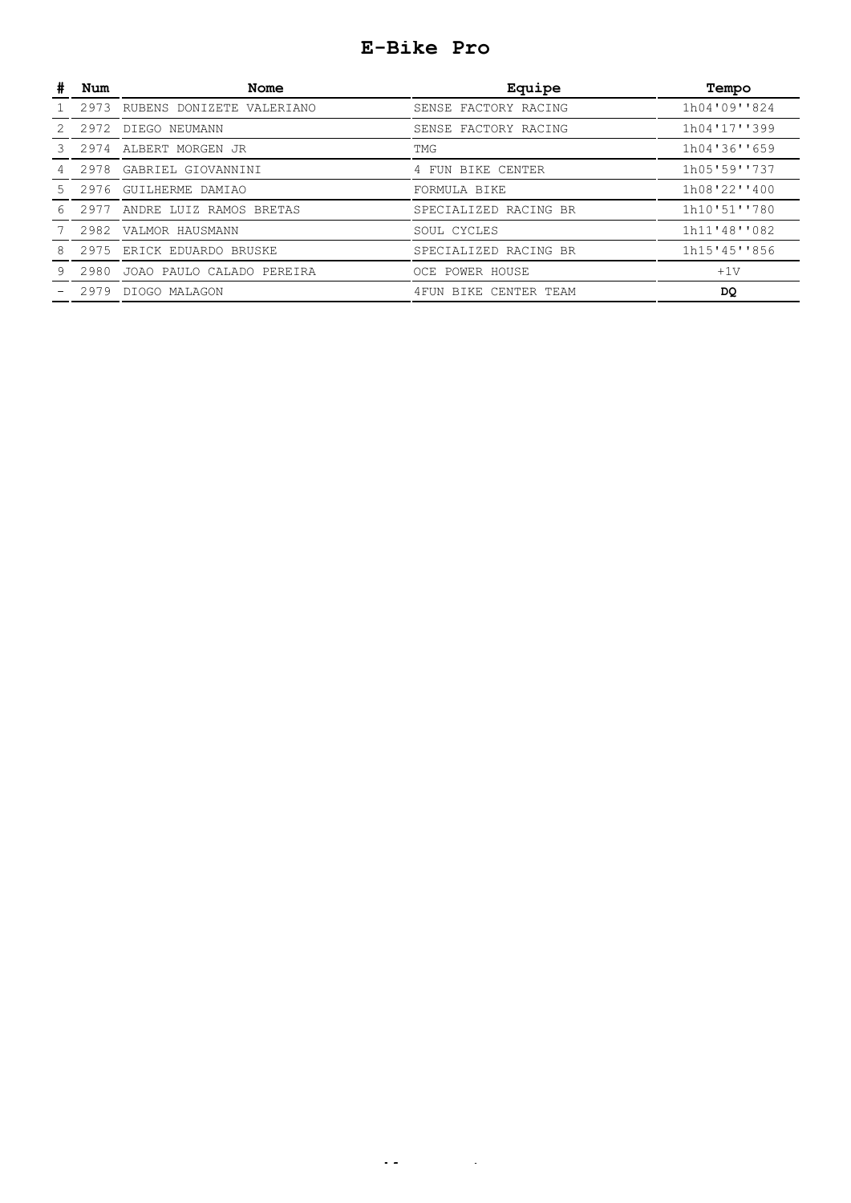# E-Bike Pro

| # | Num | Nome | Equipe | Tempo |
|---|---|---|---|---|
| 1 | 2973 | RUBENS DONIZETE VALERIANO | SENSE FACTORY RACING | 1h04'09''824 |
| 2 | 2972 | DIEGO NEUMANN | SENSE FACTORY RACING | 1h04'17''399 |
| 3 | 2974 | ALBERT MORGEN JR | TMG | 1h04'36''659 |
| 4 | 2978 | GABRIEL GIOVANNINI | 4 FUN BIKE CENTER | 1h05'59''737 |
| 5 | 2976 | GUILHERME DAMIAO | FORMULA BIKE | 1h08'22''400 |
| 6 | 2977 | ANDRE LUIZ RAMOS BRETAS | SPECIALIZED RACING BR | 1h10'51''780 |
| 7 | 2982 | VALMOR HAUSMANN | SOUL CYCLES | 1h11'48''082 |
| 8 | 2975 | ERICK EDUARDO BRUSKE | SPECIALIZED RACING BR | 1h15'45''856 |
| 9 | 2980 | JOAO PAULO CALADO PEREIRA | OCE POWER HOUSE | +1V |
| - | 2979 | DIOGO MALAGON | 4FUN BIKE CENTER TEAM | **DQ** |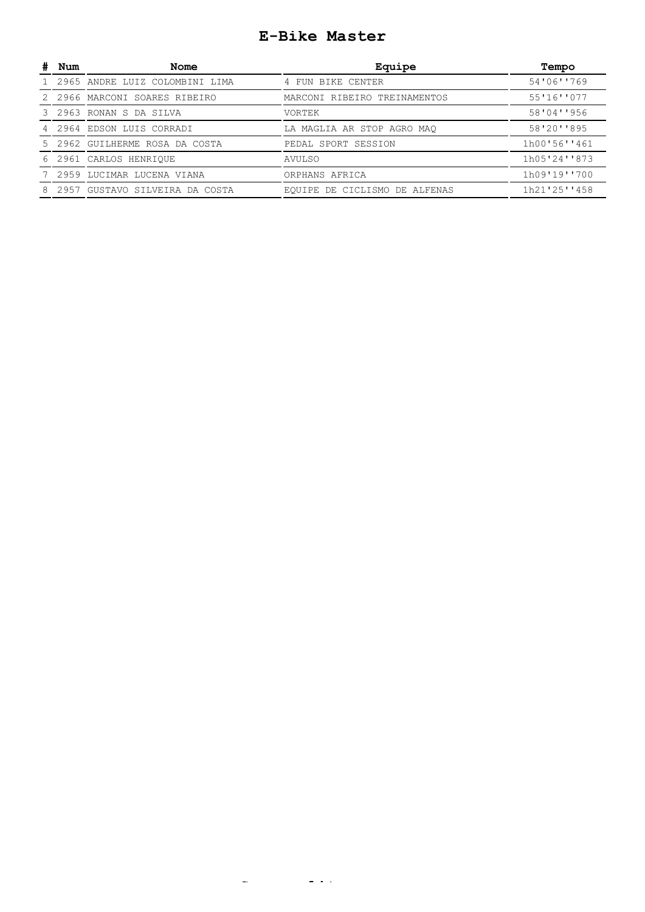# E-Bike Master

| # | Num | Nome | Equipe | Tempo |
|---|---|---|---|---|
| 1 | 2965 | ANDRE LUIZ COLOMBINI LIMA | 4 FUN BIKE CENTER | 54'06''769 |
| 2 | 2966 | MARCONI SOARES RIBEIRO | MARCONI RIBEIRO TREINAMENTOS | 55'16''077 |
| 3 | 2963 | RONAN S DA SILVA | VORTEK | 58'04''956 |
| 4 | 2964 | EDSON LUIS CORRADI | LA MAGLIA AR STOP AGRO MAQ | 58'20''895 |
| 5 | 2962 | GUILHERME ROSA DA COSTA | PEDAL SPORT SESSION | 1h00'56''461 |
| 6 | 2961 | CARLOS HENRIQUE | AVULSO | 1h05'24''873 |
| 7 | 2959 | LUCIMAR LUCENA VIANA | ORPHANS AFRICA | 1h09'19''700 |
| 8 | 2957 | GUSTAVO SILVEIRA DA COSTA | EQUIPE DE CICLISMO DE ALFENAS | 1h21'25''458 |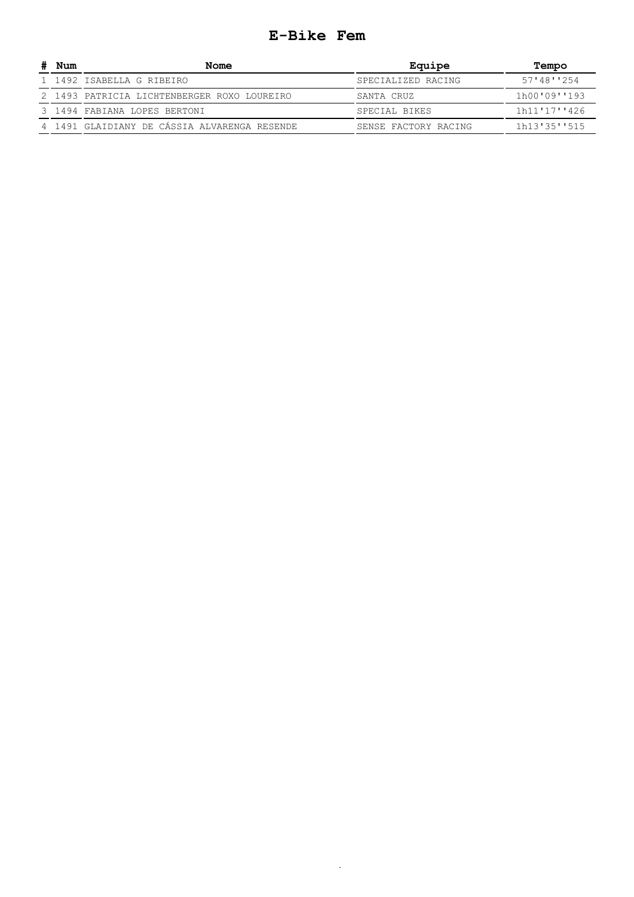# E-Bike Fem

| # | Num | Nome | Equipe | Tempo |
|---|---|---|---|---|
| 1 | 1492 | ISABELLA G RIBEIRO | SPECIALIZED RACING | 57'48''254 |
| 2 | 1493 | PATRICIA LICHTENBERGER ROXO LOUREIRO | SANTA CRUZ | 1h00'09''193 |
| 3 | 1494 | FABIANA LOPES BERTONI | SPECIAL BIKES | 1h11'17''426 |
| 4 | 1491 | GLAIDIANY DE CÁSSIA ALVARENGA RESENDE | SENSE FACTORY RACING | 1h13'35''515 |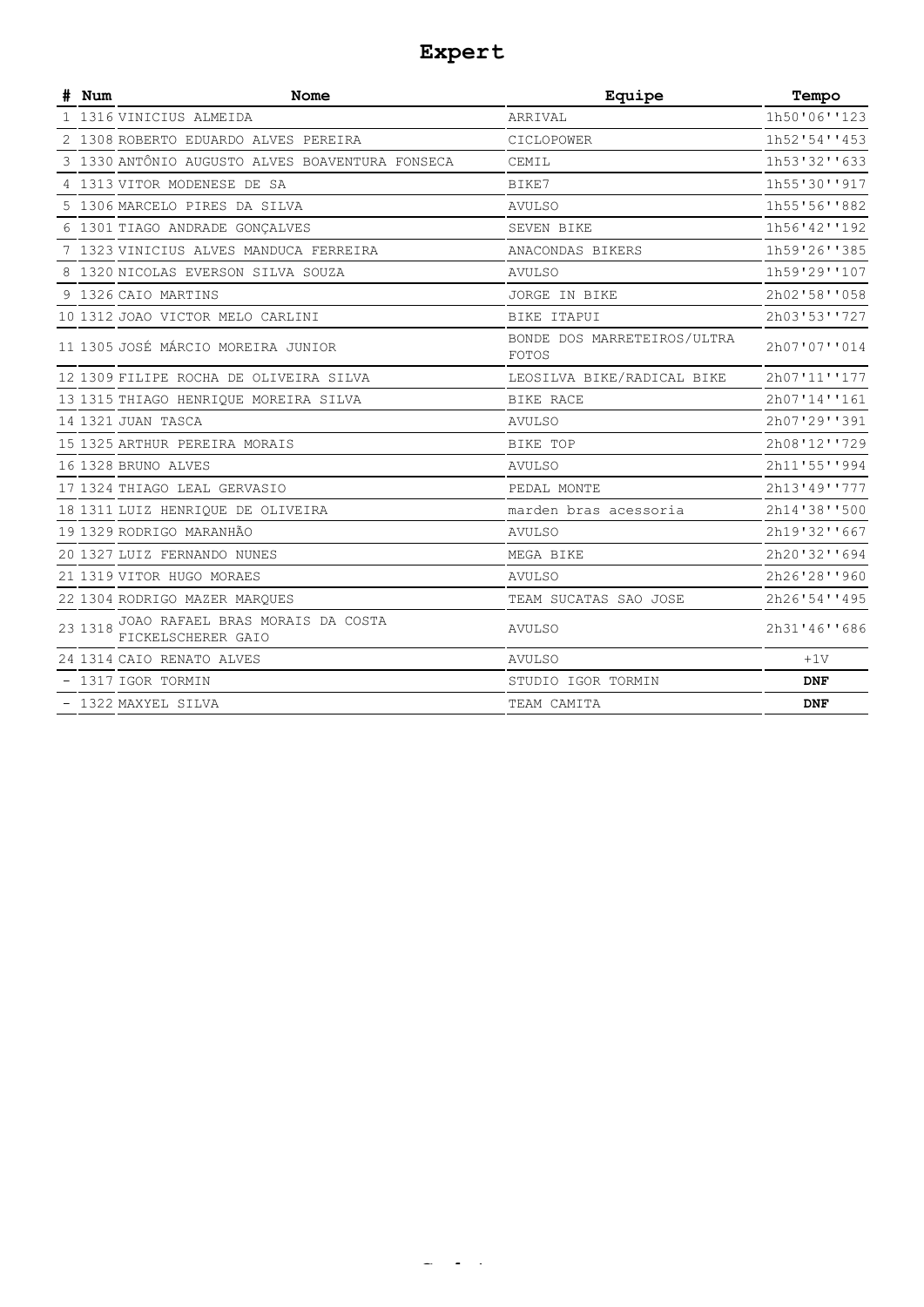# Expert

| # | Num | Nome | Equipe | Tempo |
|---|---|---|---|---|
| 1 | 1316 | VINICIUS ALMEIDA | ARRIVAL | 1h50'06''123 |
| 2 | 1308 | ROBERTO EDUARDO ALVES PEREIRA | CICLOPOWER | 1h52'54''453 |
| 3 | 1330 | ANTÔNIO AUGUSTO ALVES BOAVENTURA FONSECA | CEMIL | 1h53'32''633 |
| 4 | 1313 | VITOR MODENESE DE SA | BIKE7 | 1h55'30''917 |
| 5 | 1306 | MARCELO PIRES DA SILVA | AVULSO | 1h55'56''882 |
| 6 | 1301 | TIAGO ANDRADE GONÇALVES | SEVEN BIKE | 1h56'42''192 |
| 7 | 1323 | VINICIUS ALVES MANDUCA FERREIRA | ANACONDAS BIKERS | 1h59'26''385 |
| 8 | 1320 | NICOLAS EVERSON SILVA SOUZA | AVULSO | 1h59'29''107 |
| 9 | 1326 | CAIO MARTINS | JORGE IN BIKE | 2h02'58''058 |
| 10 | 1312 | JOAO VICTOR MELO CARLINI | BIKE ITAPUI | 2h03'53''727 |
| 11 | 1305 | JOSÉ MÁRCIO MOREIRA JUNIOR | BONDE DOS MARRETEIROS/ULTRA FOTOS | 2h07'07''014 |
| 12 | 1309 | FILIPE ROCHA DE OLIVEIRA SILVA | LEOSILVA BIKE/RADICAL BIKE | 2h07'11''177 |
| 13 | 1315 | THIAGO HENRIQUE MOREIRA SILVA | BIKE RACE | 2h07'14''161 |
| 14 | 1321 | JUAN TASCA | AVULSO | 2h07'29''391 |
| 15 | 1325 | ARTHUR PEREIRA MORAIS | BIKE TOP | 2h08'12''729 |
| 16 | 1328 | BRUNO ALVES | AVULSO | 2h11'55''994 |
| 17 | 1324 | THIAGO LEAL GERVASIO | PEDAL MONTE | 2h13'49''777 |
| 18 | 1311 | LUIZ HENRIQUE DE OLIVEIRA | marden bras acessoria | 2h14'38''500 |
| 19 | 1329 | RODRIGO MARANHÃO | AVULSO | 2h19'32''667 |
| 20 | 1327 | LUIZ FERNANDO NUNES | MEGA BIKE | 2h20'32''694 |
| 21 | 1319 | VITOR HUGO MORAES | AVULSO | 2h26'28''960 |
| 22 | 1304 | RODRIGO MAZER MARQUES | TEAM SUCATAS SAO JOSE | 2h26'54''495 |
| 23 | 1318 | JOAO RAFAEL BRAS MORAIS DA COSTA FICKELSCHERER GAIO | AVULSO | 2h31'46''686 |
| 24 | 1314 | CAIO RENATO ALVES | AVULSO | +1V |
| - | 1317 | IGOR TORMIN | STUDIO IGOR TORMIN | **DNF** |
| - | 1322 | MAXYEL SILVA | TEAM CAMITA | **DNF** |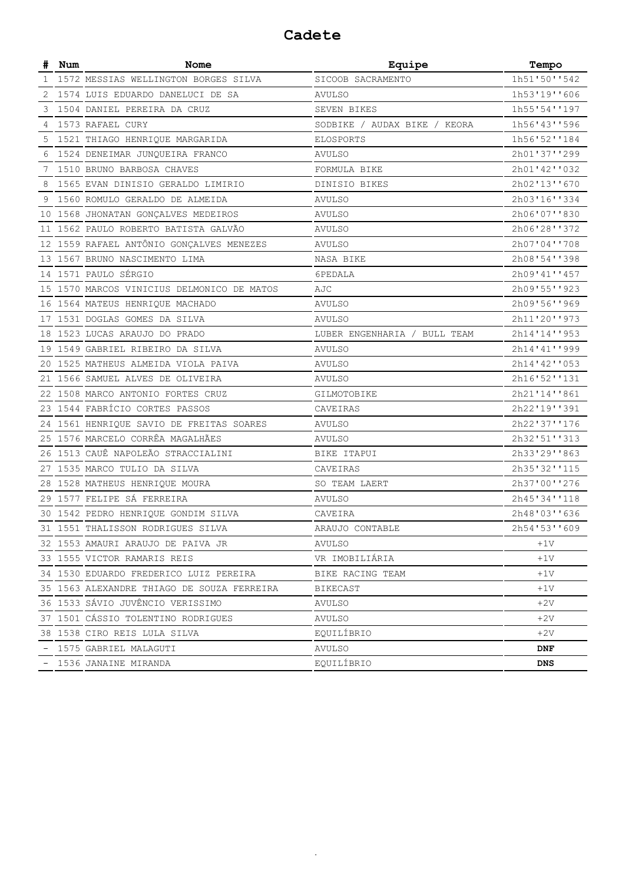# Cadete

| # | Num | Nome | Equipe | Tempo |
|---|---|---|---|---|
| 1 | 1572 | MESSIAS WELLINGTON BORGES SILVA | SICOOB SACRAMENTO | 1h51'50''542 |
| 2 | 1574 | LUIS EDUARDO DANELUCI DE SA | AVULSO | 1h53'19''606 |
| 3 | 1504 | DANIEL PEREIRA DA CRUZ | SEVEN BIKES | 1h55'54''197 |
| 4 | 1573 | RAFAEL CURY | SODBIKE / AUDAX BIKE / KEORA | 1h56'43''596 |
| 5 | 1521 | THIAGO HENRIQUE MARGARIDA | ELOSPORTS | 1h56'52''184 |
| 6 | 1524 | DENEIMAR JUNQUEIRA FRANCO | AVULSO | 2h01'37''299 |
| 7 | 1510 | BRUNO BARBOSA CHAVES | FORMULA BIKE | 2h01'42''032 |
| 8 | 1565 | EVAN DINISIO GERALDO LIMIRIO | DINISIO BIKES | 2h02'13''670 |
| 9 | 1560 | ROMULO GERALDO DE ALMEIDA | AVULSO | 2h03'16''334 |
| 10 | 1568 | JHONATAN GONÇALVES MEDEIROS | AVULSO | 2h06'07''830 |
| 11 | 1562 | PAULO ROBERTO BATISTA GALVÃO | AVULSO | 2h06'28''372 |
| 12 | 1559 | RAFAEL ANTÔNIO GONÇALVES MENEZES | AVULSO | 2h07'04''708 |
| 13 | 1567 | BRUNO NASCIMENTO LIMA | NASA BIKE | 2h08'54''398 |
| 14 | 1571 | PAULO SÉRGIO | 6PEDALA | 2h09'41''457 |
| 15 | 1570 | MARCOS VINICIUS DELMONICO DE MATOS | AJC | 2h09'55''923 |
| 16 | 1564 | MATEUS HENRIQUE MACHADO | AVULSO | 2h09'56''969 |
| 17 | 1531 | DOGLAS GOMES DA SILVA | AVULSO | 2h11'20''973 |
| 18 | 1523 | LUCAS ARAUJO DO PRADO | LUBER ENGENHARIA / BULL TEAM | 2h14'14''953 |
| 19 | 1549 | GABRIEL RIBEIRO DA SILVA | AVULSO | 2h14'41''999 |
| 20 | 1525 | MATHEUS ALMEIDA VIOLA PAIVA | AVULSO | 2h14'42''053 |
| 21 | 1566 | SAMUEL ALVES DE OLIVEIRA | AVULSO | 2h16'52''131 |
| 22 | 1508 | MARCO ANTONIO FORTES CRUZ | GILMOTOBIKE | 2h21'14''861 |
| 23 | 1544 | FABRÍCIO CORTES PASSOS | CAVEIRAS | 2h22'19''391 |
| 24 | 1561 | HENRIQUE SAVIO DE FREITAS SOARES | AVULSO | 2h22'37''176 |
| 25 | 1576 | MARCELO CORRÊA MAGALHÃES | AVULSO | 2h32'51''313 |
| 26 | 1513 | CAUÊ NAPOLEÃO STRACCIALINI | BIKE ITAPUI | 2h33'29''863 |
| 27 | 1535 | MARCO TULIO DA SILVA | CAVEIRAS | 2h35'32''115 |
| 28 | 1528 | MATHEUS HENRIQUE MOURA | SO TEAM LAERT | 2h37'00''276 |
| 29 | 1577 | FELIPE SÁ FERREIRA | AVULSO | 2h45'34''118 |
| 30 | 1542 | PEDRO HENRIQUE GONDIM SILVA | CAVEIRA | 2h48'03''636 |
| 31 | 1551 | THALISSON RODRIGUES SILVA | ARAUJO CONTABLE | 2h54'53''609 |
| 32 | 1553 | AMAURI ARAUJO DE PAIVA JR | AVULSO | +1V |
| 33 | 1555 | VICTOR RAMARIS REIS | VR IMOBILIÁRIA | +1V |
| 34 | 1530 | EDUARDO FREDERICO LUIZ PEREIRA | BIKE RACING TEAM | +1V |
| 35 | 1563 | ALEXANDRE THIAGO DE SOUZA FERREIRA | BIKECAST | +1V |
| 36 | 1533 | SÁVIO JUVÊNCIO VERISSIMO | AVULSO | +2V |
| 37 | 1501 | CÁSSIO TOLENTINO RODRIGUES | AVULSO | +2V |
| 38 | 1538 | CIRO REIS LULA SILVA | EQUILÍBRIO | +2V |
| - | 1575 | GABRIEL MALAGUTI | AVULSO | **DNF** |
| - | 1536 | JANAINE MIRANDA | EQUILÍBRIO | **DNS** |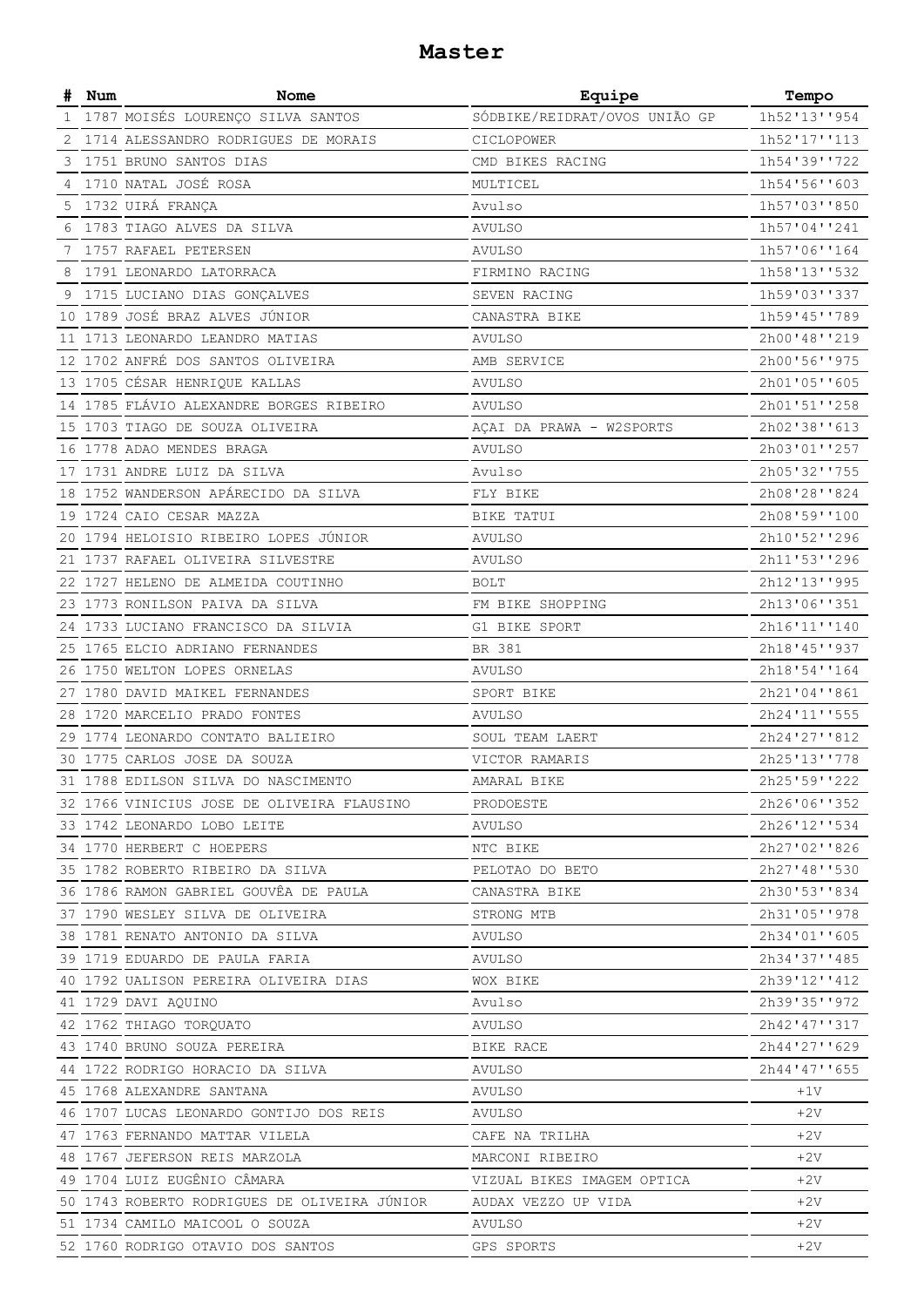# Master

| # | Num | Nome | Equipe | Tempo |
|---|---|---|---|---|
| 1 | 1787 | MOISÉS LOURENÇO SILVA SANTOS | SÓDBIKE/REIDRAT/OVOS UNIÃO GP | 1h52'13''954 |
| 2 | 1714 | ALESSANDRO RODRIGUES DE MORAIS | CICLOPOWER | 1h52'17''113 |
| 3 | 1751 | BRUNO SANTOS DIAS | CMD BIKES RACING | 1h54'39''722 |
| 4 | 1710 | NATAL JOSÉ ROSA | MULTICEL | 1h54'56''603 |
| 5 | 1732 | UIRÁ FRANÇA | Avulso | 1h57'03''850 |
| 6 | 1783 | TIAGO ALVES DA SILVA | AVULSO | 1h57'04''241 |
| 7 | 1757 | RAFAEL PETERSEN | AVULSO | 1h57'06''164 |
| 8 | 1791 | LEONARDO LATORRACA | FIRMINO RACING | 1h58'13''532 |
| 9 | 1715 | LUCIANO DIAS GONÇALVES | SEVEN RACING | 1h59'03''337 |
| 10 | 1789 | JOSÉ BRAZ ALVES JÚNIOR | CANASTRA BIKE | 1h59'45''789 |
| 11 | 1713 | LEONARDO LEANDRO MATIAS | AVULSO | 2h00'48''219 |
| 12 | 1702 | ANFRÉ DOS SANTOS OLIVEIRA | AMB SERVICE | 2h00'56''975 |
| 13 | 1705 | CÉSAR HENRIQUE KALLAS | AVULSO | 2h01'05''605 |
| 14 | 1785 | FLÁVIO ALEXANDRE BORGES RIBEIRO | AVULSO | 2h01'51''258 |
| 15 | 1703 | TIAGO DE SOUZA OLIVEIRA | AÇAI DA PRAWA - W2SPORTS | 2h02'38''613 |
| 16 | 1778 | ADAO MENDES BRAGA | AVULSO | 2h03'01''257 |
| 17 | 1731 | ANDRE LUIZ DA SILVA | Avulso | 2h05'32''755 |
| 18 | 1752 | WANDERSON APÁRECIDO DA SILVA | FLY BIKE | 2h08'28''824 |
| 19 | 1724 | CAIO CESAR MAZZA | BIKE TATUI | 2h08'59''100 |
| 20 | 1794 | HELOISIO RIBEIRO LOPES JÚNIOR | AVULSO | 2h10'52''296 |
| 21 | 1737 | RAFAEL OLIVEIRA SILVESTRE | AVULSO | 2h11'53''296 |
| 22 | 1727 | HELENO DE ALMEIDA COUTINHO | BOLT | 2h12'13''995 |
| 23 | 1773 | RONILSON PAIVA DA SILVA | FM BIKE SHOPPING | 2h13'06''351 |
| 24 | 1733 | LUCIANO FRANCISCO DA SILVIA | G1 BIKE SPORT | 2h16'11''140 |
| 25 | 1765 | ELCIO ADRIANO FERNANDES | BR 381 | 2h18'45''937 |
| 26 | 1750 | WELTON LOPES ORNELAS | AVULSO | 2h18'54''164 |
| 27 | 1780 | DAVID MAIKEL FERNANDES | SPORT BIKE | 2h21'04''861 |
| 28 | 1720 | MARCELIO PRADO FONTES | AVULSO | 2h24'11''555 |
| 29 | 1774 | LEONARDO CONTATO BALIEIRO | SOUL TEAM LAERT | 2h24'27''812 |
| 30 | 1775 | CARLOS JOSE DA SOUZA | VICTOR RAMARIS | 2h25'13''778 |
| 31 | 1788 | EDILSON SILVA DO NASCIMENTO | AMARAL BIKE | 2h25'59''222 |
| 32 | 1766 | VINICIUS JOSE DE OLIVEIRA FLAUSINO | PRODOESTE | 2h26'06''352 |
| 33 | 1742 | LEONARDO LOBO LEITE | AVULSO | 2h26'12''534 |
| 34 | 1770 | HERBERT C HOEPERS | NTC BIKE | 2h27'02''826 |
| 35 | 1782 | ROBERTO RIBEIRO DA SILVA | PELOTAO DO BETO | 2h27'48''530 |
| 36 | 1786 | RAMON GABRIEL GOUVÊA DE PAULA | CANASTRA BIKE | 2h30'53''834 |
| 37 | 1790 | WESLEY SILVA DE OLIVEIRA | STRONG MTB | 2h31'05''978 |
| 38 | 1781 | RENATO ANTONIO DA SILVA | AVULSO | 2h34'01''605 |
| 39 | 1719 | EDUARDO DE PAULA FARIA | AVULSO | 2h34'37''485 |
| 40 | 1792 | UALISON PEREIRA OLIVEIRA DIAS | WOX BIKE | 2h39'12''412 |
| 41 | 1729 | DAVI AQUINO | Avulso | 2h39'35''972 |
| 42 | 1762 | THIAGO TORQUATO | AVULSO | 2h42'47''317 |
| 43 | 1740 | BRUNO SOUZA PEREIRA | BIKE RACE | 2h44'27''629 |
| 44 | 1722 | RODRIGO HORACIO DA SILVA | AVULSO | 2h44'47''655 |
| 45 | 1768 | ALEXANDRE SANTANA | AVULSO | +1V |
| 46 | 1707 | LUCAS LEONARDO GONTIJO DOS REIS | AVULSO | +2V |
| 47 | 1763 | FERNANDO MATTAR VILELA | CAFE NA TRILHA | +2V |
| 48 | 1767 | JEFERSON REIS MARZOLA | MARCONI RIBEIRO | +2V |
| 49 | 1704 | LUIZ EUGÊNIO CÂMARA | VIZUAL BIKES IMAGEM OPTICA | +2V |
| 50 | 1743 | ROBERTO RODRIGUES DE OLIVEIRA JÚNIOR | AUDAX VEZZO UP VIDA | +2V |
| 51 | 1734 | CAMILO MAICOOL O SOUZA | AVULSO | +2V |
| 52 | 1760 | RODRIGO OTAVIO DOS SANTOS | GPS SPORTS | +2V |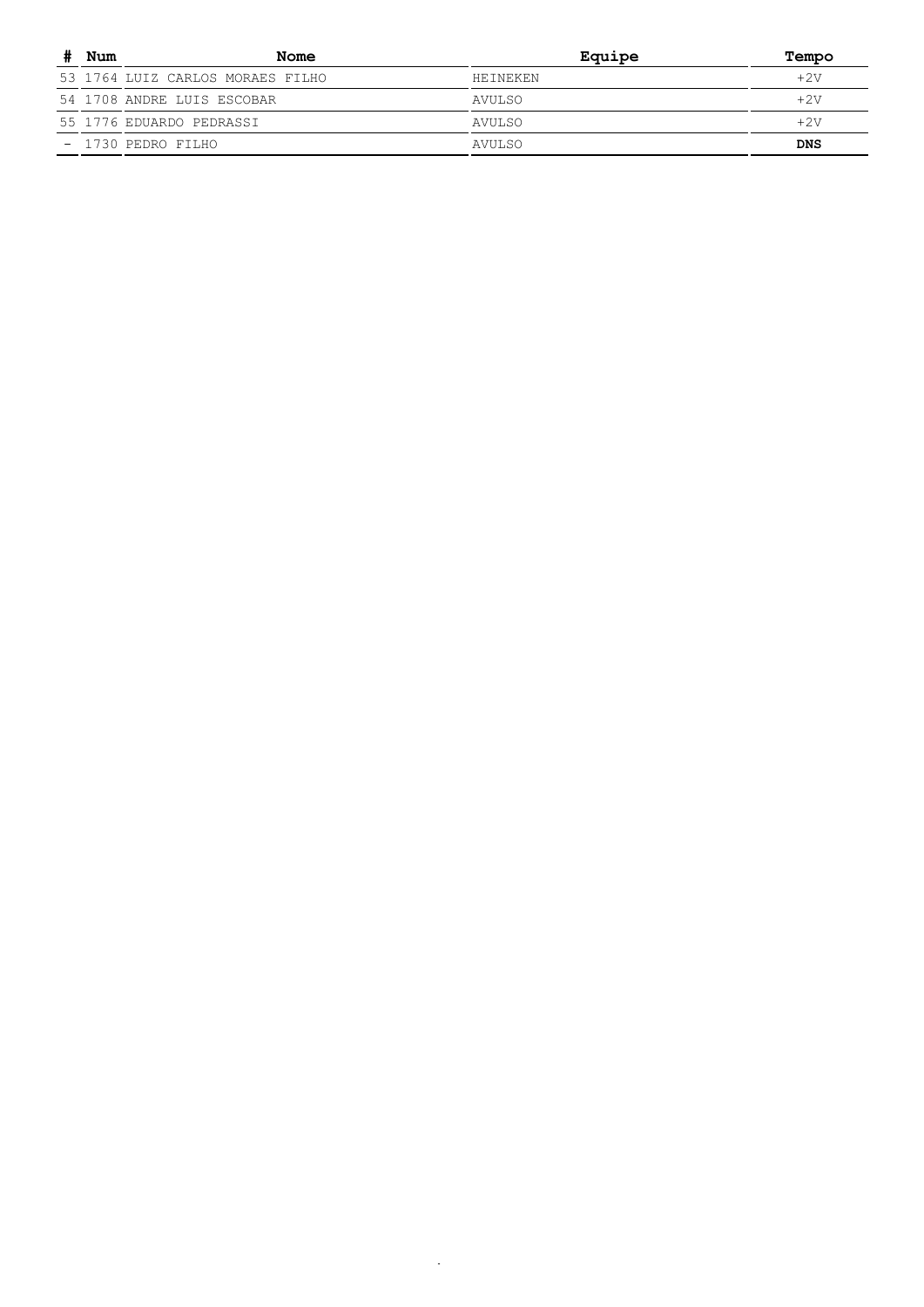| # | Num | Nome | Equipe | Tempo |
|---|---|---|---|---|
| 53 | 1764 | LUIZ CARLOS MORAES FILHO | HEINEKEN | +2V |
| 54 | 1708 | ANDRE LUIS ESCOBAR | AVULSO | +2V |
| 55 | 1776 | EDUARDO PEDRASSI | AVULSO | +2V |
| - | 1730 | PEDRO FILHO | AVULSO | **DNS** |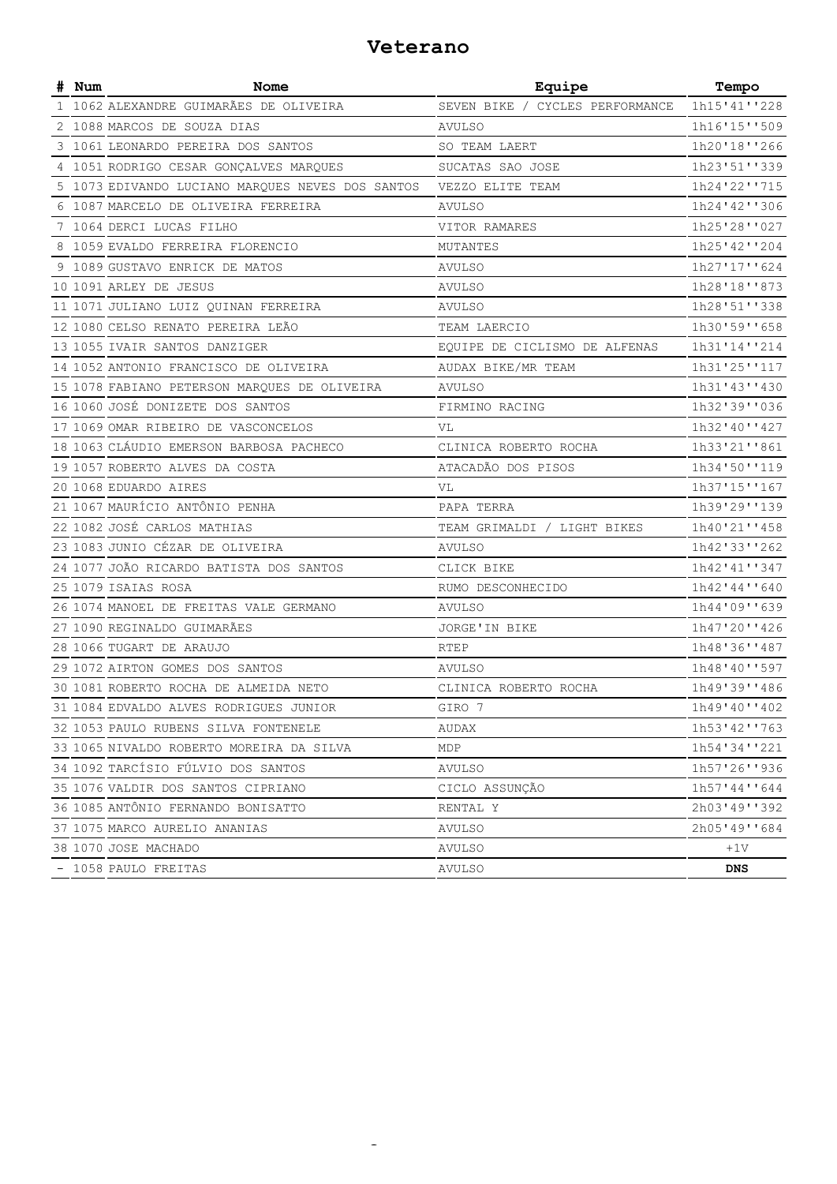# Veterano

| # | Num | Nome | Equipe | Tempo |
|---|---|---|---|---|
| 1 | 1062 | ALEXANDRE GUIMARÃES DE OLIVEIRA | SEVEN BIKE / CYCLES PERFORMANCE | 1h15'41''228 |
| 2 | 1088 | MARCOS DE SOUZA DIAS | AVULSO | 1h16'15''509 |
| 3 | 1061 | LEONARDO PEREIRA DOS SANTOS | SO TEAM LAERT | 1h20'18''266 |
| 4 | 1051 | RODRIGO CESAR GONÇALVES MARQUES | SUCATAS SAO JOSE | 1h23'51''339 |
| 5 | 1073 | EDIVANDO LUCIANO MARQUES NEVES DOS SANTOS | VEZZO ELITE TEAM | 1h24'22''715 |
| 6 | 1087 | MARCELO DE OLIVEIRA FERREIRA | AVULSO | 1h24'42''306 |
| 7 | 1064 | DERCI LUCAS FILHO | VITOR RAMARES | 1h25'28''027 |
| 8 | 1059 | EVALDO FERREIRA FLORENCIO | MUTANTES | 1h25'42''204 |
| 9 | 1089 | GUSTAVO ENRICK DE MATOS | AVULSO | 1h27'17''624 |
| 10 | 1091 | ARLEY DE JESUS | AVULSO | 1h28'18''873 |
| 11 | 1071 | JULIANO LUIZ QUINAN FERREIRA | AVULSO | 1h28'51''338 |
| 12 | 1080 | CELSO RENATO PEREIRA LEÃO | TEAM LAERCIO | 1h30'59''658 |
| 13 | 1055 | IVAIR SANTOS DANZIGER | EQUIPE DE CICLISMO DE ALFENAS | 1h31'14''214 |
| 14 | 1052 | ANTONIO FRANCISCO DE OLIVEIRA | AUDAX BIKE/MR TEAM | 1h31'25''117 |
| 15 | 1078 | FABIANO PETERSON MARQUES DE OLIVEIRA | AVULSO | 1h31'43''430 |
| 16 | 1060 | JOSÉ DONIZETE DOS SANTOS | FIRMINO RACING | 1h32'39''036 |
| 17 | 1069 | OMAR RIBEIRO DE VASCONCELOS | VL | 1h32'40''427 |
| 18 | 1063 | CLÁUDIO EMERSON BARBOSA PACHECO | CLINICA ROBERTO ROCHA | 1h33'21''861 |
| 19 | 1057 | ROBERTO ALVES DA COSTA | ATACADÃO DOS PISOS | 1h34'50''119 |
| 20 | 1068 | EDUARDO AIRES | VL | 1h37'15''167 |
| 21 | 1067 | MAURÍCIO ANTÔNIO PENHA | PAPA TERRA | 1h39'29''139 |
| 22 | 1082 | JOSÉ CARLOS MATHIAS | TEAM GRIMALDI / LIGHT BIKES | 1h40'21''458 |
| 23 | 1083 | JUNIO CÉZAR DE OLIVEIRA | AVULSO | 1h42'33''262 |
| 24 | 1077 | JOÃO RICARDO BATISTA DOS SANTOS | CLICK BIKE | 1h42'41''347 |
| 25 | 1079 | ISAIAS ROSA | RUMO DESCONHECIDO | 1h42'44''640 |
| 26 | 1074 | MANOEL DE FREITAS VALE GERMANO | AVULSO | 1h44'09''639 |
| 27 | 1090 | REGINALDO GUIMARÃES | JORGE'IN BIKE | 1h47'20''426 |
| 28 | 1066 | TUGART DE ARAUJO | RTEP | 1h48'36''487 |
| 29 | 1072 | AIRTON GOMES DOS SANTOS | AVULSO | 1h48'40''597 |
| 30 | 1081 | ROBERTO ROCHA DE ALMEIDA NETO | CLINICA ROBERTO ROCHA | 1h49'39''486 |
| 31 | 1084 | EDVALDO ALVES RODRIGUES JUNIOR | GIRO 7 | 1h49'40''402 |
| 32 | 1053 | PAULO RUBENS SILVA FONTENELE | AUDAX | 1h53'42''763 |
| 33 | 1065 | NIVALDO ROBERTO MOREIRA DA SILVA | MDP | 1h54'34''221 |
| 34 | 1092 | TARCÍSIO FÚLVIO DOS SANTOS | AVULSO | 1h57'26''936 |
| 35 | 1076 | VALDIR DOS SANTOS CIPRIANO | CICLO ASSUNÇÃO | 1h57'44''644 |
| 36 | 1085 | ANTÔNIO FERNANDO BONISATTO | RENTAL Y | 2h03'49''392 |
| 37 | 1075 | MARCO AURELIO ANANIAS | AVULSO | 2h05'49''684 |
| 38 | 1070 | JOSE MACHADO | AVULSO | +1V |
| - | 1058 | PAULO FREITAS | AVULSO | **DNS** |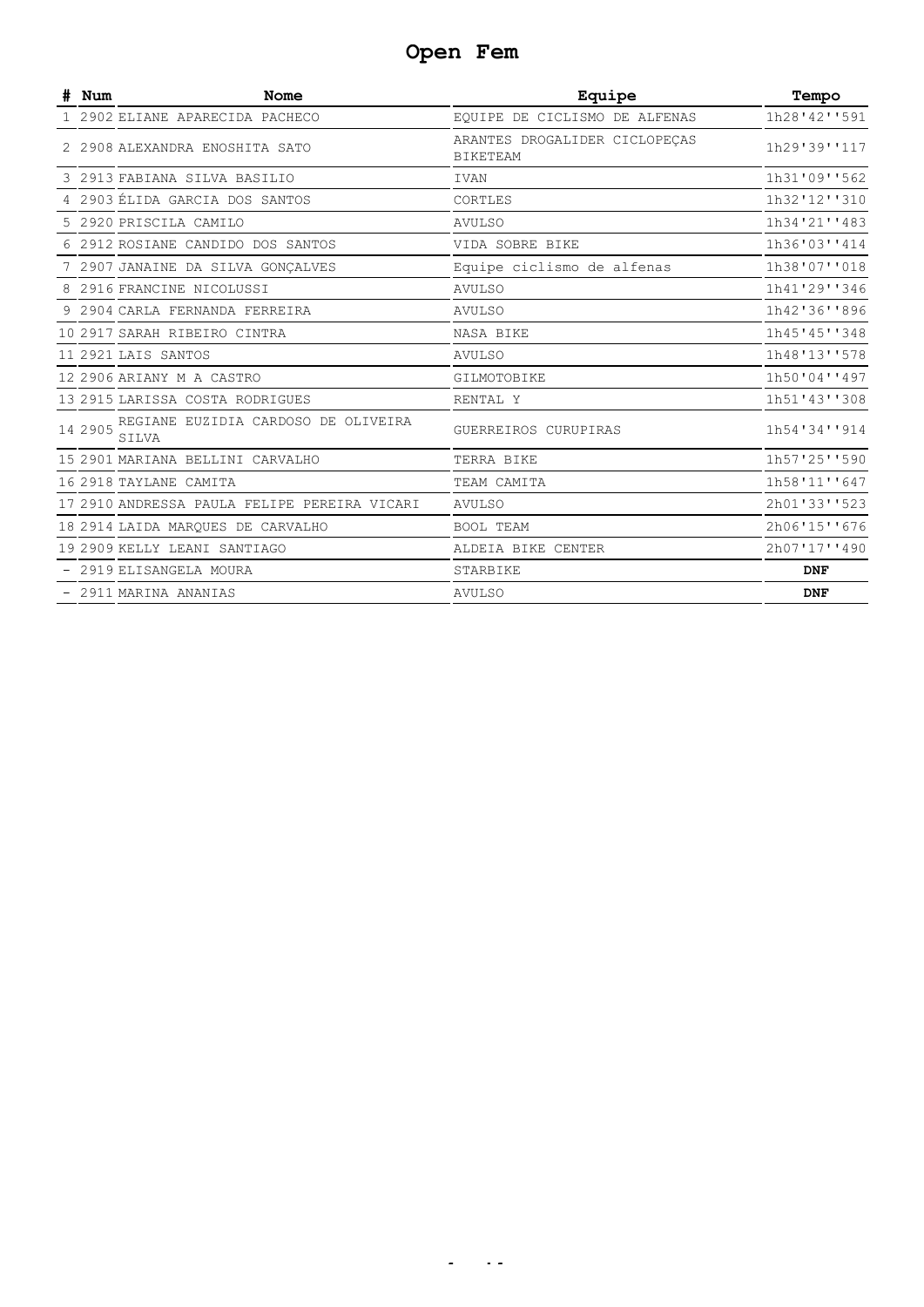# Open Fem

| # | Num | Nome | Equipe | Tempo |
|---|---|---|---|---|
| 1 | 2902 | ELIANE APARECIDA PACHECO | EQUIPE DE CICLISMO DE ALFENAS | 1h28'42''591 |
| 2 | 2908 | ALEXANDRA ENOSHITA SATO | ARANTES DROGALIDER CICLOPEÇAS BIKETEAM | 1h29'39''117 |
| 3 | 2913 | FABIANA SILVA BASILIO | IVAN | 1h31'09''562 |
| 4 | 2903 | ÉLIDA GARCIA DOS SANTOS | CORTLES | 1h32'12''310 |
| 5 | 2920 | PRISCILA CAMILO | AVULSO | 1h34'21''483 |
| 6 | 2912 | ROSIANE CANDIDO DOS SANTOS | VIDA SOBRE BIKE | 1h36'03''414 |
| 7 | 2907 | JANAINE DA SILVA GONÇALVES | Equipe ciclismo de alfenas | 1h38'07''018 |
| 8 | 2916 | FRANCINE NICOLUSSI | AVULSO | 1h41'29''346 |
| 9 | 2904 | CARLA FERNANDA FERREIRA | AVULSO | 1h42'36''896 |
| 10 | 2917 | SARAH RIBEIRO CINTRA | NASA BIKE | 1h45'45''348 |
| 11 | 2921 | LAIS SANTOS | AVULSO | 1h48'13''578 |
| 12 | 2906 | ARIANY M A CASTRO | GILMOTOBIKE | 1h50'04''497 |
| 13 | 2915 | LARISSA COSTA RODRIGUES | RENTAL Y | 1h51'43''308 |
| 14 | 2905 | REGIANE EUZIDIA CARDOSO DE OLIVEIRA SILVA | GUERREIROS CURUPIRAS | 1h54'34''914 |
| 15 | 2901 | MARIANA BELLINI CARVALHO | TERRA BIKE | 1h57'25''590 |
| 16 | 2918 | TAYLANE CAMITA | TEAM CAMITA | 1h58'11''647 |
| 17 | 2910 | ANDRESSA PAULA FELIPE PEREIRA VICARI | AVULSO | 2h01'33''523 |
| 18 | 2914 | LAIDA MARQUES DE CARVALHO | BOOL TEAM | 2h06'15''676 |
| 19 | 2909 | KELLY LEANI SANTIAGO | ALDEIA BIKE CENTER | 2h07'17''490 |
| - | 2919 | ELISANGELA MOURA | STARBIKE | **DNF** |
| - | 2911 | MARINA ANANIAS | AVULSO | **DNF** |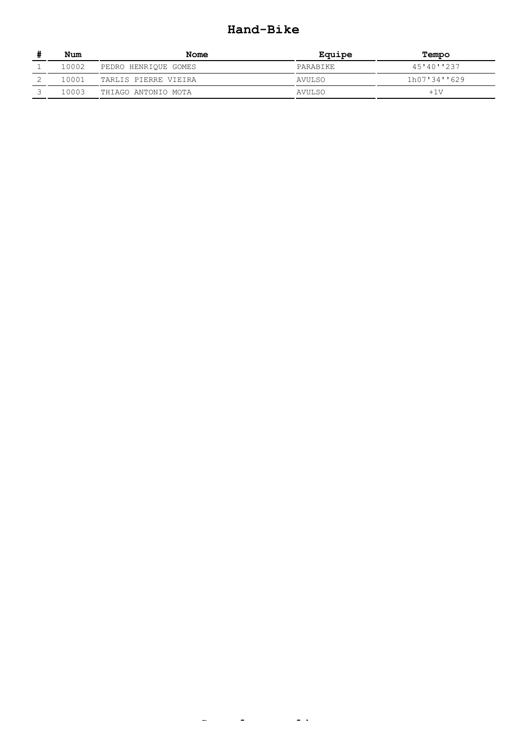## Hand-Bike

| # | Num | Nome | Equipe | Tempo |
|---|---|---|---|---|
| 1 | 10002 | PEDRO HENRIQUE GOMES | PARABIKE | 45'40''237 |
| 2 | 10001 | TARLIS PIERRE VIEIRA | AVULSO | 1h07'34''629 |
| 3 | 10003 | THIAGO ANTONIO MOTA | AVULSO | +1V |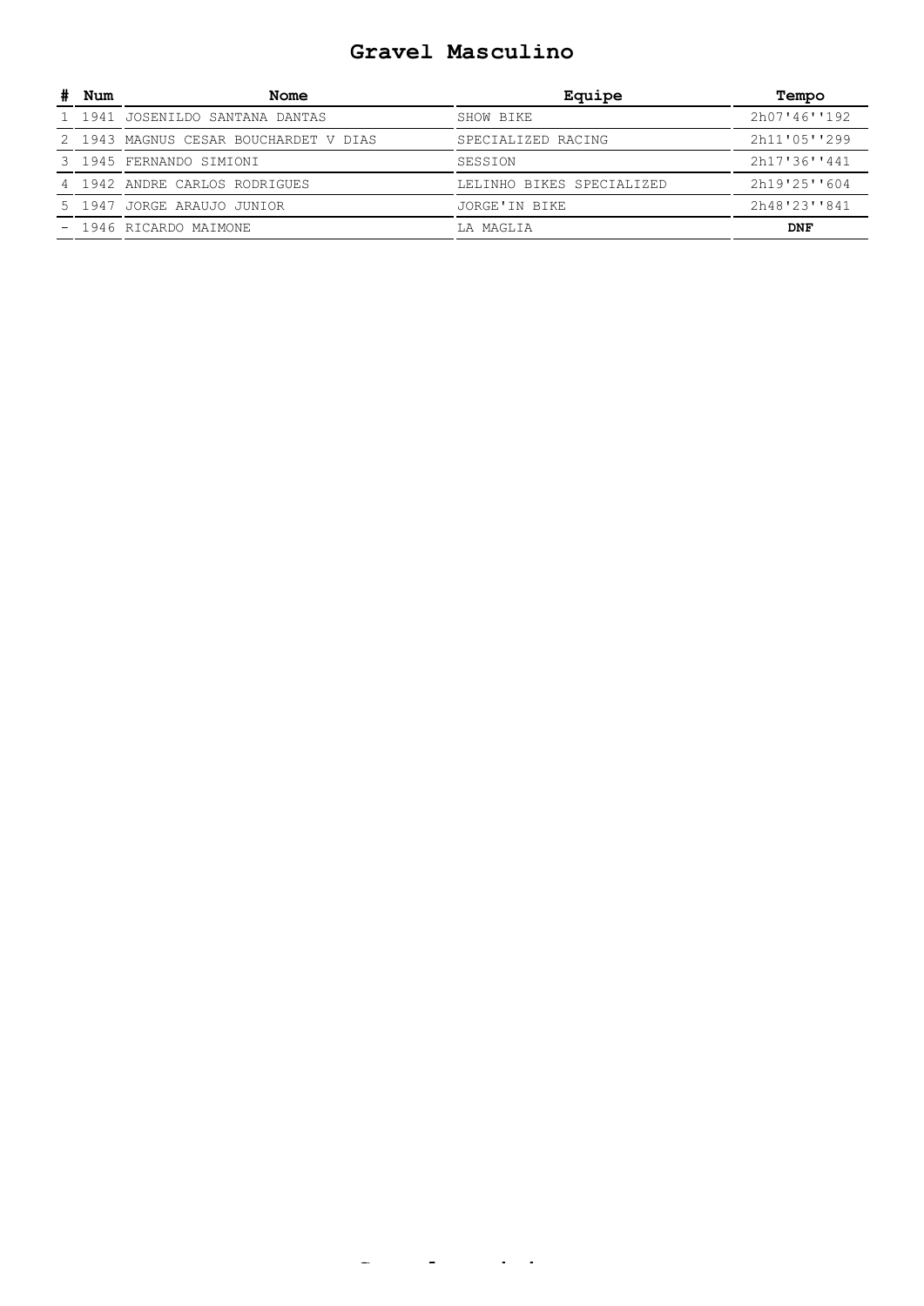# Gravel Masculino

| # | Num | Nome | Equipe | Tempo |
|---|---|---|---|---|
| 1 | 1941 | JOSENILDO SANTANA DANTAS | SHOW BIKE | 2h07'46''192 |
| 2 | 1943 | MAGNUS CESAR BOUCHARDET V DIAS | SPECIALIZED RACING | 2h11'05''299 |
| 3 | 1945 | FERNANDO SIMIONI | SESSION | 2h17'36''441 |
| 4 | 1942 | ANDRE CARLOS RODRIGUES | LELINHO BIKES SPECIALIZED | 2h19'25''604 |
| 5 | 1947 | JORGE ARAUJO JUNIOR | JORGE'IN BIKE | 2h48'23''841 |
| - | 1946 | RICARDO MAIMONE | LA MAGLIA | **DNF** |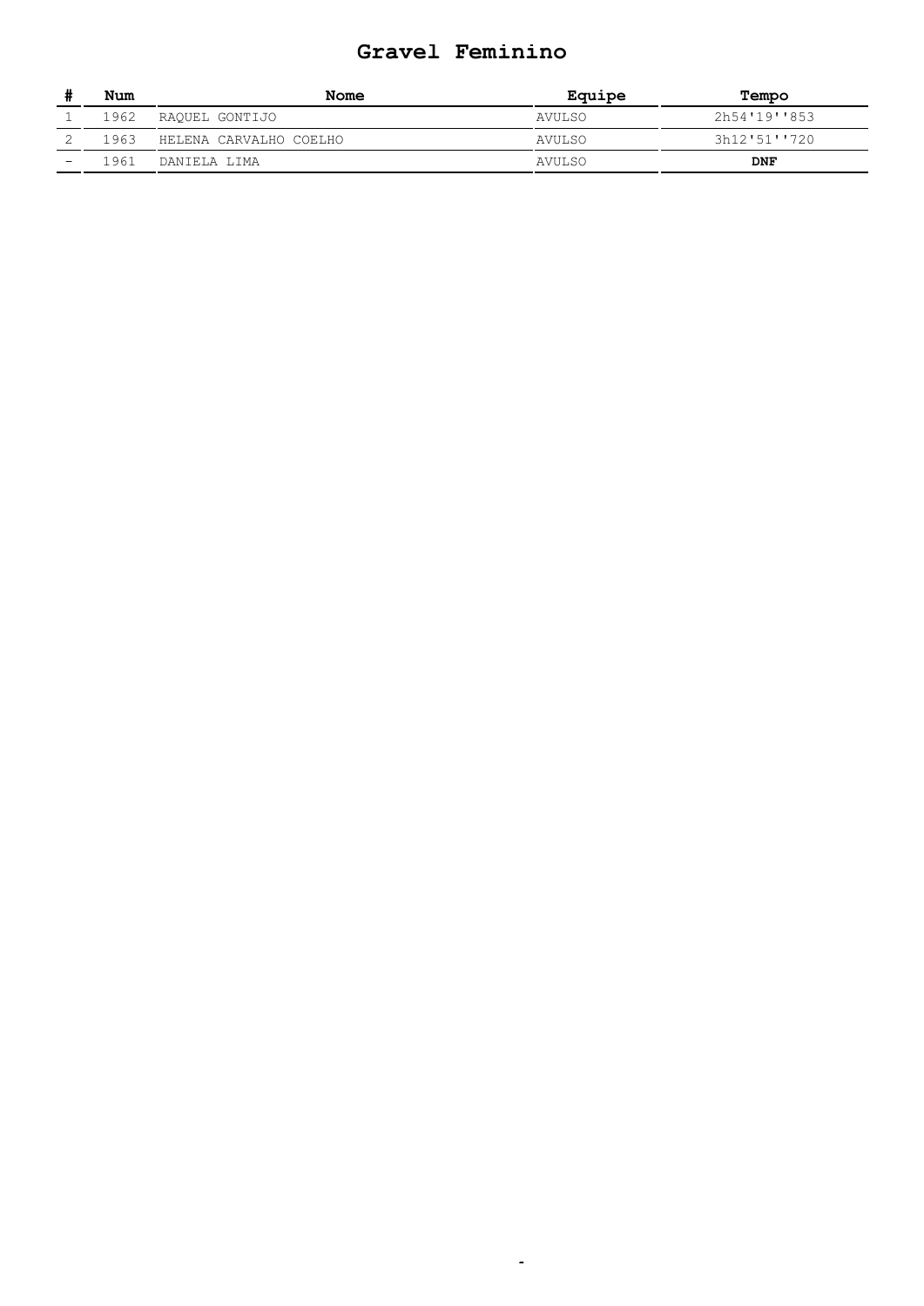# Gravel Feminino

| # | Num | Nome | Equipe | Tempo |
|---|---|---|---|---|
| 1 | 1962 | RAQUEL GONTIJO | AVULSO | 2h54'19''853 |
| 2 | 1963 | HELENA CARVALHO COELHO | AVULSO | 3h12'51''720 |
| - | 1961 | DANIELA LIMA | AVULSO | **DNF** |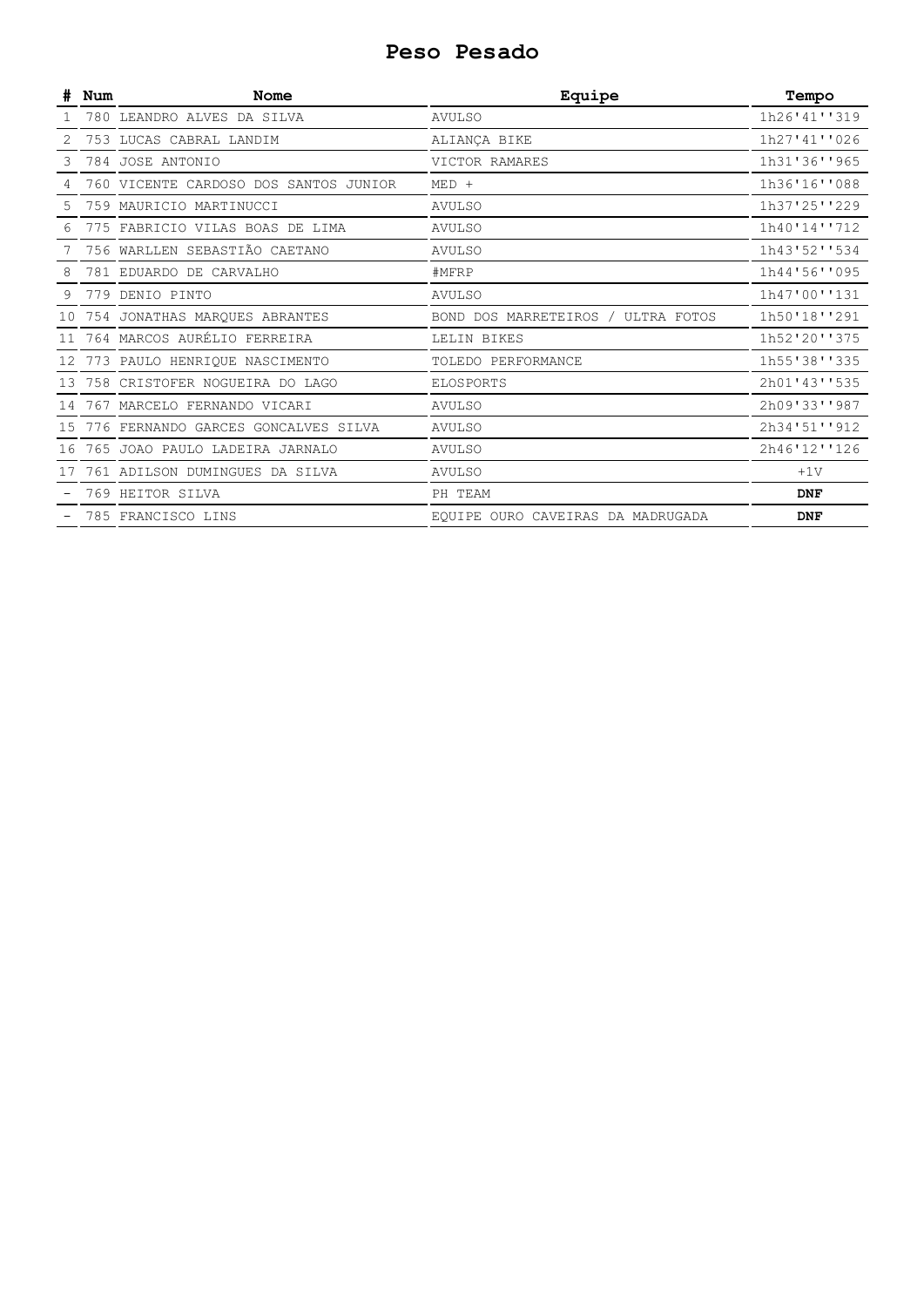# Peso Pesado

| # | Num | Nome | Equipe | Tempo |
|---|---|---|---|---|
| 1 | 780 | LEANDRO ALVES DA SILVA | AVULSO | 1h26'41''319 |
| 2 | 753 | LUCAS CABRAL LANDIM | ALIANÇA BIKE | 1h27'41''026 |
| 3 | 784 | JOSE ANTONIO | VICTOR RAMARES | 1h31'36''965 |
| 4 | 760 | VICENTE CARDOSO DOS SANTOS JUNIOR | MED + | 1h36'16''088 |
| 5 | 759 | MAURICIO MARTINUCCI | AVULSO | 1h37'25''229 |
| 6 | 775 | FABRICIO VILAS BOAS DE LIMA | AVULSO | 1h40'14''712 |
| 7 | 756 | WARLLEN SEBASTIÃO CAETANO | AVULSO | 1h43'52''534 |
| 8 | 781 | EDUARDO DE CARVALHO | #MFRP | 1h44'56''095 |
| 9 | 779 | DENIO PINTO | AVULSO | 1h47'00''131 |
| 10 | 754 | JONATHAS MARQUES ABRANTES | BOND DOS MARRETEIROS / ULTRA FOTOS | 1h50'18''291 |
| 11 | 764 | MARCOS AURÉLIO FERREIRA | LELIN BIKES | 1h52'20''375 |
| 12 | 773 | PAULO HENRIQUE NASCIMENTO | TOLEDO PERFORMANCE | 1h55'38''335 |
| 13 | 758 | CRISTOFER NOGUEIRA DO LAGO | ELOSPORTS | 2h01'43''535 |
| 14 | 767 | MARCELO FERNANDO VICARI | AVULSO | 2h09'33''987 |
| 15 | 776 | FERNANDO GARCES GONCALVES SILVA | AVULSO | 2h34'51''912 |
| 16 | 765 | JOAO PAULO LADEIRA JARNALO | AVULSO | 2h46'12''126 |
| 17 | 761 | ADILSON DUMINGUES DA SILVA | AVULSO | +1V |
| - | 769 | HEITOR SILVA | PH TEAM | **DNF** |
| - | 785 | FRANCISCO LINS | EQUIPE OURO CAVEIRAS DA MADRUGADA | **DNF** |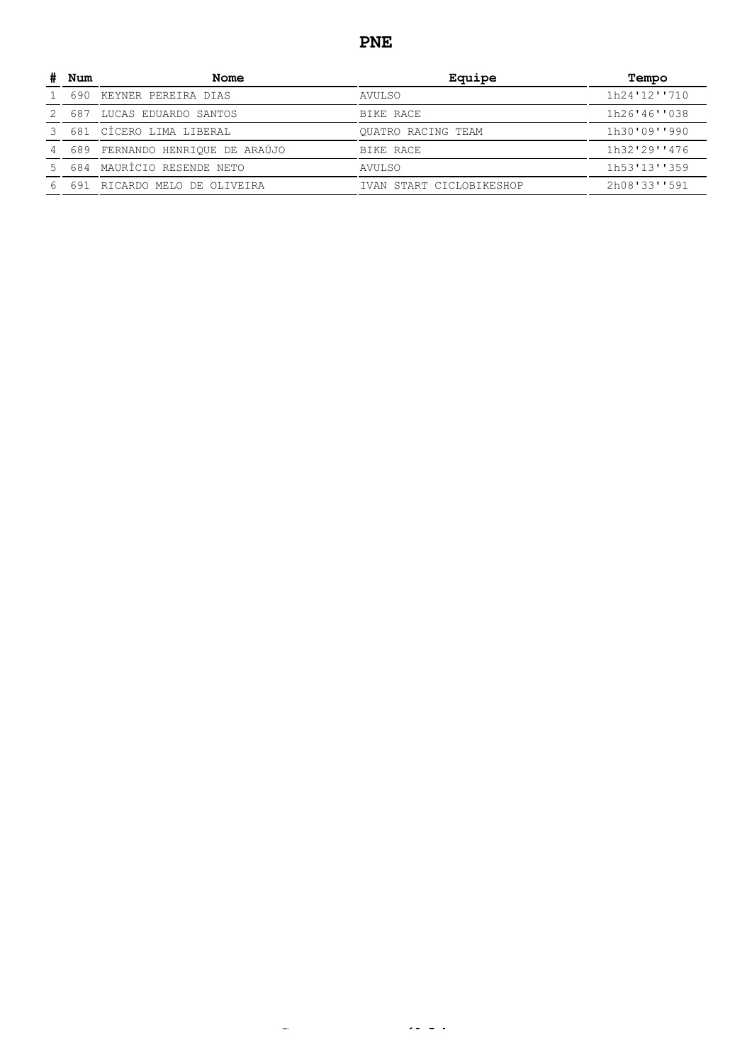# PNE

| # | Num | Nome | Equipe | Tempo |
|---|---|---|---|---|
| 1 | 690 | KEYNER PEREIRA DIAS | AVULSO | 1h24'12''710 |
| 2 | 687 | LUCAS EDUARDO SANTOS | BIKE RACE | 1h26'46''038 |
| 3 | 681 | CÍCERO LIMA LIBERAL | QUATRO RACING TEAM | 1h30'09''990 |
| 4 | 689 | FERNANDO HENRIQUE DE ARAÚJO | BIKE RACE | 1h32'29''476 |
| 5 | 684 | MAURÍCIO RESENDE NETO | AVULSO | 1h53'13''359 |
| 6 | 691 | RICARDO MELO DE OLIVEIRA | IVAN START CICLOBIKESHOP | 2h08'33''591 |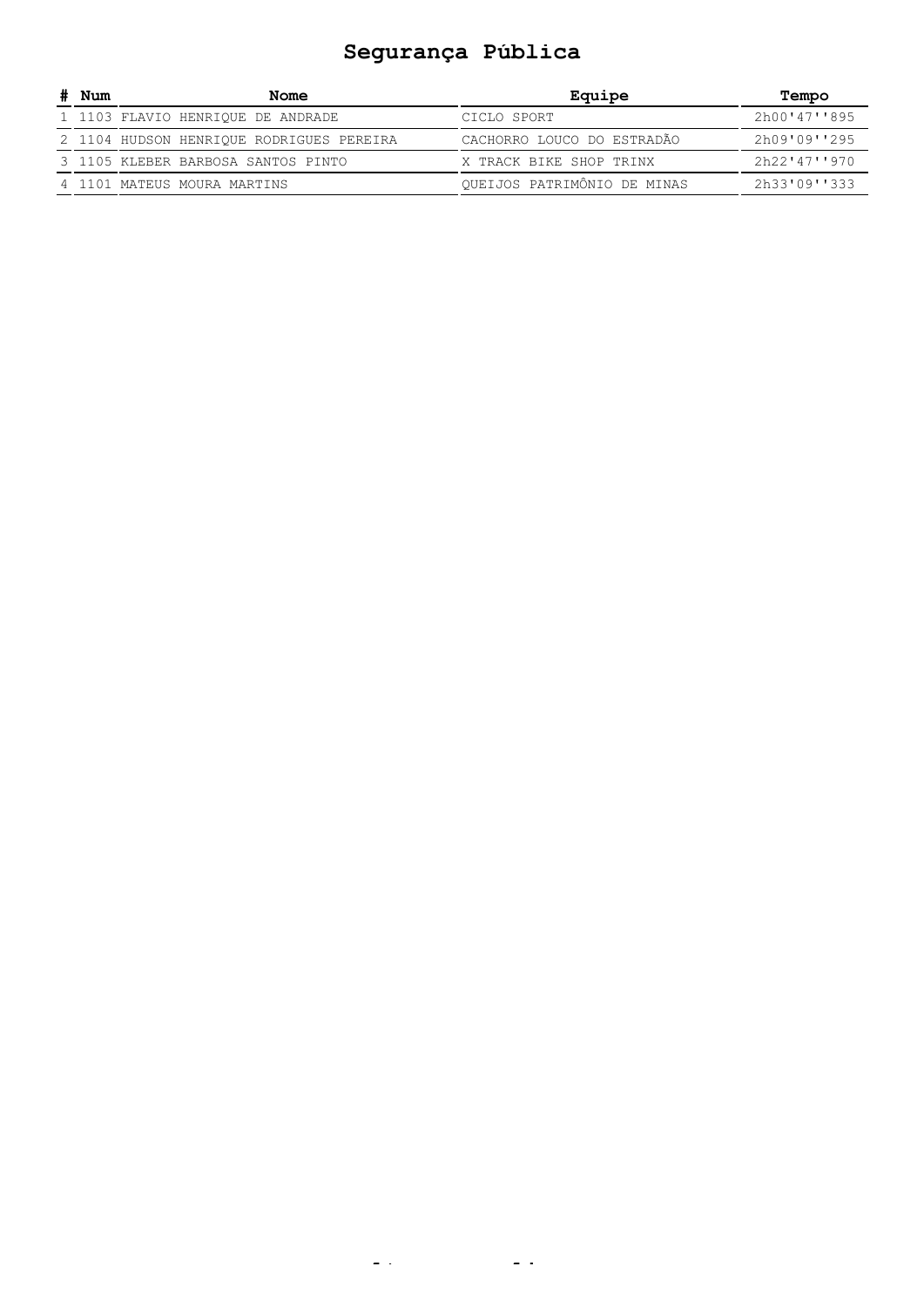# Segurança Pública

| # | Num | Nome | Equipe | Tempo |
|---|---|---|---|---|
| 1 | 1103 | FLAVIO HENRIQUE DE ANDRADE | CICLO SPORT | 2h00'47''895 |
| 2 | 1104 | HUDSON HENRIQUE RODRIGUES PEREIRA | CACHORRO LOUCO DO ESTRADÃO | 2h09'09''295 |
| 3 | 1105 | KLEBER BARBOSA SANTOS PINTO | X TRACK BIKE SHOP TRINX | 2h22'47''970 |
| 4 | 1101 | MATEUS MOURA MARTINS | QUEIJOS PATRIMÔNIO DE MINAS | 2h33'09''333 |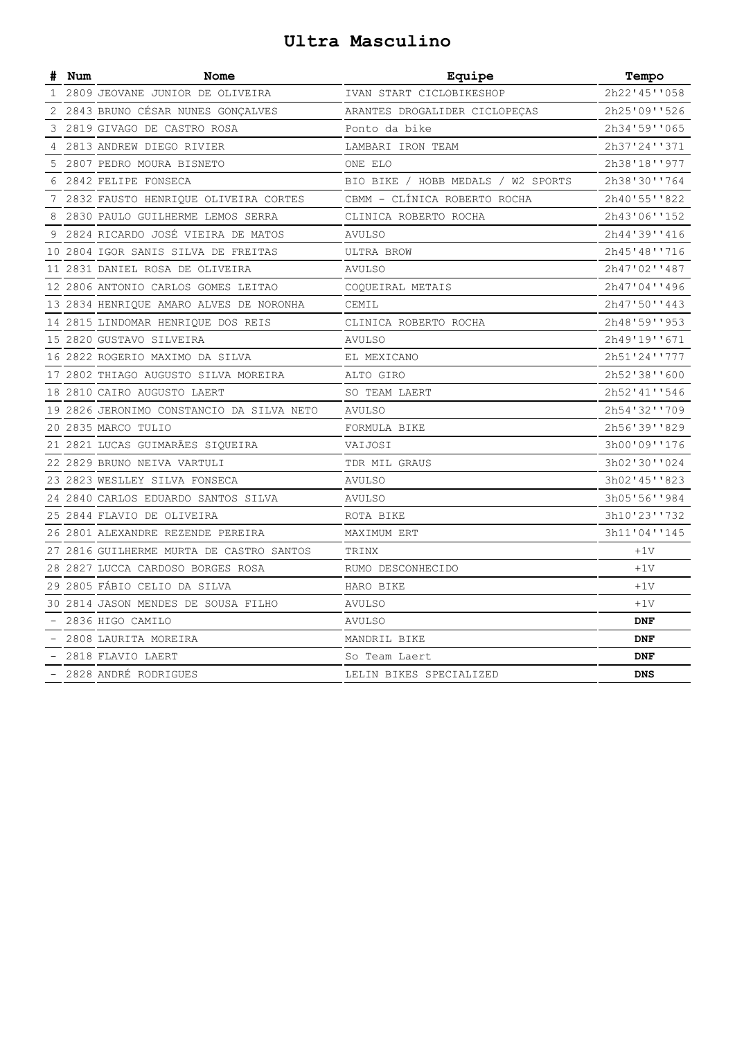# Ultra Masculino

| # | Num | Nome | Equipe | Tempo |
|---|---|---|---|---|
| 1 | 2809 | JEOVANE JUNIOR DE OLIVEIRA | IVAN START CICLOBIKESHOP | 2h22'45''058 |
| 2 | 2843 | BRUNO CÉSAR NUNES GONÇALVES | ARANTES DROGALIDER CICLOPEÇAS | 2h25'09''526 |
| 3 | 2819 | GIVAGO DE CASTRO ROSA | Ponto da bike | 2h34'59''065 |
| 4 | 2813 | ANDREW DIEGO RIVIER | LAMBARI IRON TEAM | 2h37'24''371 |
| 5 | 2807 | PEDRO MOURA BISNETO | ONE ELO | 2h38'18''977 |
| 6 | 2842 | FELIPE FONSECA | BIO BIKE / HOBB MEDALS / W2 SPORTS | 2h38'30''764 |
| 7 | 2832 | FAUSTO HENRIQUE OLIVEIRA CORTES | CBMM - CLÍNICA ROBERTO ROCHA | 2h40'55''822 |
| 8 | 2830 | PAULO GUILHERME LEMOS SERRA | CLINICA ROBERTO ROCHA | 2h43'06''152 |
| 9 | 2824 | RICARDO JOSÉ VIEIRA DE MATOS | AVULSO | 2h44'39''416 |
| 10 | 2804 | IGOR SANIS SILVA DE FREITAS | ULTRA BROW | 2h45'48''716 |
| 11 | 2831 | DANIEL ROSA DE OLIVEIRA | AVULSO | 2h47'02''487 |
| 12 | 2806 | ANTONIO CARLOS GOMES LEITAO | COQUEIRAL METAIS | 2h47'04''496 |
| 13 | 2834 | HENRIQUE AMARO ALVES DE NORONHA | CEMIL | 2h47'50''443 |
| 14 | 2815 | LINDOMAR HENRIQUE DOS REIS | CLINICA ROBERTO ROCHA | 2h48'59''953 |
| 15 | 2820 | GUSTAVO SILVEIRA | AVULSO | 2h49'19''671 |
| 16 | 2822 | ROGERIO MAXIMO DA SILVA | EL MEXICANO | 2h51'24''777 |
| 17 | 2802 | THIAGO AUGUSTO SILVA MOREIRA | ALTO GIRO | 2h52'38''600 |
| 18 | 2810 | CAIRO AUGUSTO LAERT | SO TEAM LAERT | 2h52'41''546 |
| 19 | 2826 | JERONIMO CONSTANCIO DA SILVA NETO | AVULSO | 2h54'32''709 |
| 20 | 2835 | MARCO TULIO | FORMULA BIKE | 2h56'39''829 |
| 21 | 2821 | LUCAS GUIMARÃES SIQUEIRA | VAIJOSI | 3h00'09''176 |
| 22 | 2829 | BRUNO NEIVA VARTULI | TDR MIL GRAUS | 3h02'30''024 |
| 23 | 2823 | WESLLEY SILVA FONSECA | AVULSO | 3h02'45''823 |
| 24 | 2840 | CARLOS EDUARDO SANTOS SILVA | AVULSO | 3h05'56''984 |
| 25 | 2844 | FLAVIO DE OLIVEIRA | ROTA BIKE | 3h10'23''732 |
| 26 | 2801 | ALEXANDRE REZENDE PEREIRA | MAXIMUM ERT | 3h11'04''145 |
| 27 | 2816 | GUILHERME MURTA DE CASTRO SANTOS | TRINX | +1V |
| 28 | 2827 | LUCCA CARDOSO BORGES ROSA | RUMO DESCONHECIDO | +1V |
| 29 | 2805 | FÁBIO CELIO DA SILVA | HARO BIKE | +1V |
| 30 | 2814 | JASON MENDES DE SOUSA FILHO | AVULSO | +1V |
| - | 2836 | HIGO CAMILO | AVULSO | **DNF** |
| - | 2808 | LAURITA MOREIRA | MANDRIL BIKE | **DNF** |
| - | 2818 | FLAVIO LAERT | So Team Laert | **DNF** |
| - | 2828 | ANDRÉ RODRIGUES | LELIN BIKES SPECIALIZED | **DNS** |